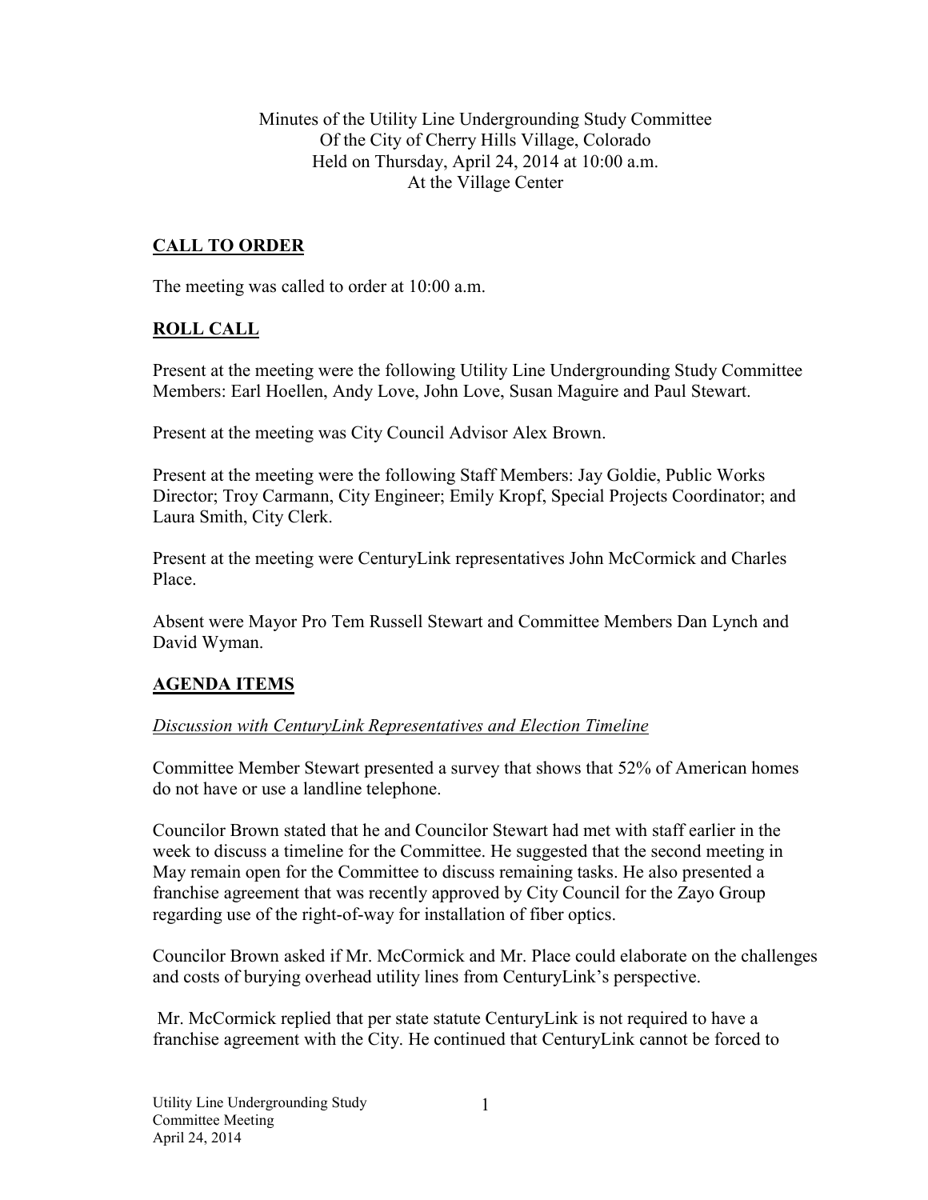Minutes of the Utility Line Undergrounding Study Committee
Of the City of Cherry Hills Village, Colorado
Held on Thursday, April 24, 2014 at 10:00 a.m.
At the Village Center

## CALL TO ORDER

The meeting was called to order at 10:00 a.m.

## ROLL CALL

Present at the meeting were the following Utility Line Undergrounding Study Committee Members: Earl Hoellen, Andy Love, John Love, Susan Maguire and Paul Stewart.

Present at the meeting was City Council Advisor Alex Brown.

Present at the meeting were the following Staff Members: Jay Goldie, Public Works Director; Troy Carmann, City Engineer; Emily Kropf, Special Projects Coordinator; and Laura Smith, City Clerk.

Present at the meeting were CenturyLink representatives John McCormick and Charles Place.

Absent were Mayor Pro Tem Russell Stewart and Committee Members Dan Lynch and David Wyman.

## AGENDA ITEMS

*Discussion with CenturyLink Representatives and Election Timeline*

Committee Member Stewart presented a survey that shows that 52% of American homes do not have or use a landline telephone.

Councilor Brown stated that he and Councilor Stewart had met with staff earlier in the week to discuss a timeline for the Committee. He suggested that the second meeting in May remain open for the Committee to discuss remaining tasks. He also presented a franchise agreement that was recently approved by City Council for the Zayo Group regarding use of the right-of-way for installation of fiber optics.

Councilor Brown asked if Mr. McCormick and Mr. Place could elaborate on the challenges and costs of burying overhead utility lines from CenturyLink's perspective.

Mr. McCormick replied that per state statute CenturyLink is not required to have a franchise agreement with the City. He continued that CenturyLink cannot be forced to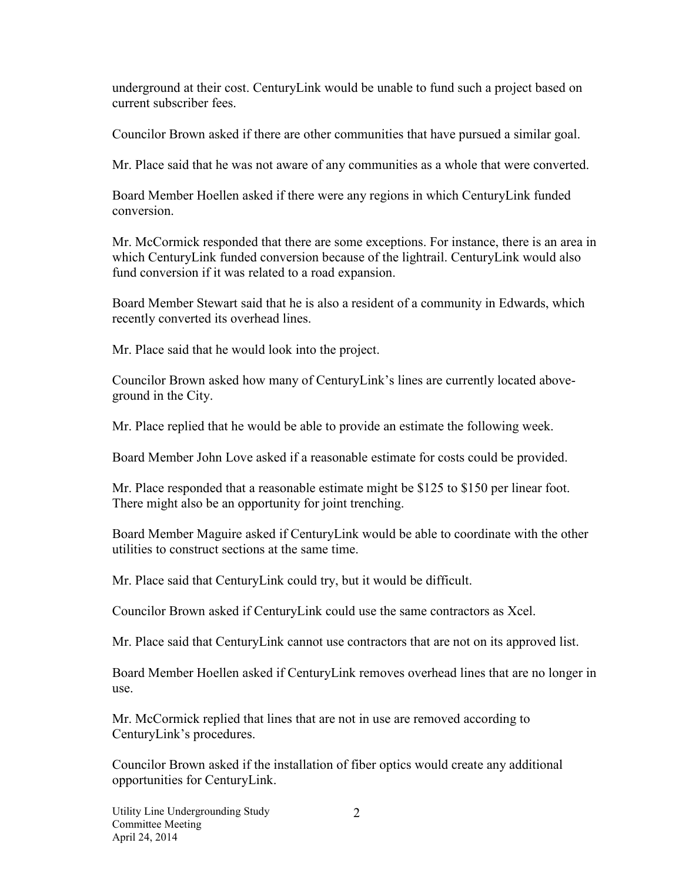underground at their cost. CenturyLink would be unable to fund such a project based on current subscriber fees.

Councilor Brown asked if there are other communities that have pursued a similar goal.

Mr. Place said that he was not aware of any communities as a whole that were converted.

Board Member Hoellen asked if there were any regions in which CenturyLink funded conversion.

Mr. McCormick responded that there are some exceptions. For instance, there is an area in which CenturyLink funded conversion because of the lightrail. CenturyLink would also fund conversion if it was related to a road expansion.

Board Member Stewart said that he is also a resident of a community in Edwards, which recently converted its overhead lines.

Mr. Place said that he would look into the project.

Councilor Brown asked how many of CenturyLink's lines are currently located above-ground in the City.

Mr. Place replied that he would be able to provide an estimate the following week.

Board Member John Love asked if a reasonable estimate for costs could be provided.

Mr. Place responded that a reasonable estimate might be $125 to $150 per linear foot. There might also be an opportunity for joint trenching.

Board Member Maguire asked if CenturyLink would be able to coordinate with the other utilities to construct sections at the same time.

Mr. Place said that CenturyLink could try, but it would be difficult.

Councilor Brown asked if CenturyLink could use the same contractors as Xcel.

Mr. Place said that CenturyLink cannot use contractors that are not on its approved list.

Board Member Hoellen asked if CenturyLink removes overhead lines that are no longer in use.

Mr. McCormick replied that lines that are not in use are removed according to CenturyLink's procedures.

Councilor Brown asked if the installation of fiber optics would create any additional opportunities for CenturyLink.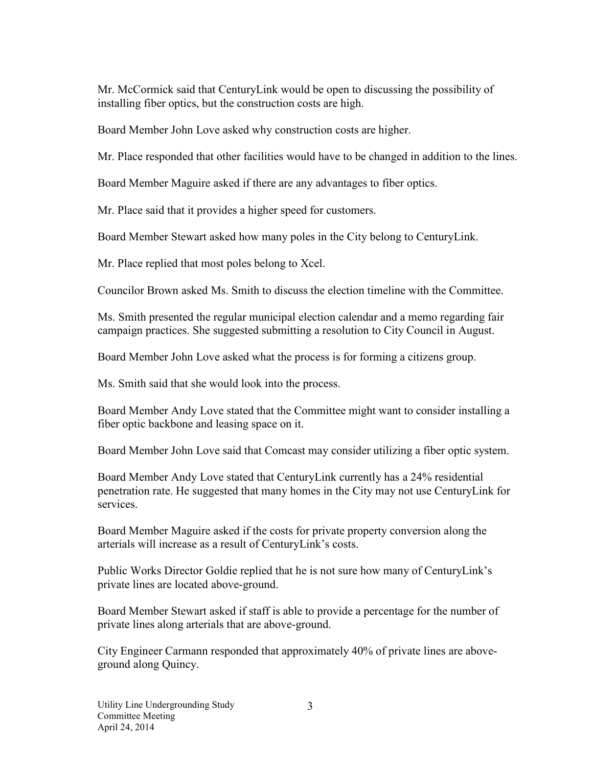Mr. McCormick said that CenturyLink would be open to discussing the possibility of installing fiber optics, but the construction costs are high.

Board Member John Love asked why construction costs are higher.

Mr. Place responded that other facilities would have to be changed in addition to the lines.

Board Member Maguire asked if there are any advantages to fiber optics.

Mr. Place said that it provides a higher speed for customers.

Board Member Stewart asked how many poles in the City belong to CenturyLink.

Mr. Place replied that most poles belong to Xcel.

Councilor Brown asked Ms. Smith to discuss the election timeline with the Committee.

Ms. Smith presented the regular municipal election calendar and a memo regarding fair campaign practices. She suggested submitting a resolution to City Council in August.

Board Member John Love asked what the process is for forming a citizens group.

Ms. Smith said that she would look into the process.

Board Member Andy Love stated that the Committee might want to consider installing a fiber optic backbone and leasing space on it.

Board Member John Love said that Comcast may consider utilizing a fiber optic system.

Board Member Andy Love stated that CenturyLink currently has a 24% residential penetration rate. He suggested that many homes in the City may not use CenturyLink for services.

Board Member Maguire asked if the costs for private property conversion along the arterials will increase as a result of CenturyLink's costs.

Public Works Director Goldie replied that he is not sure how many of CenturyLink's private lines are located above-ground.

Board Member Stewart asked if staff is able to provide a percentage for the number of private lines along arterials that are above-ground.

City Engineer Carmann responded that approximately 40% of private lines are above-ground along Quincy.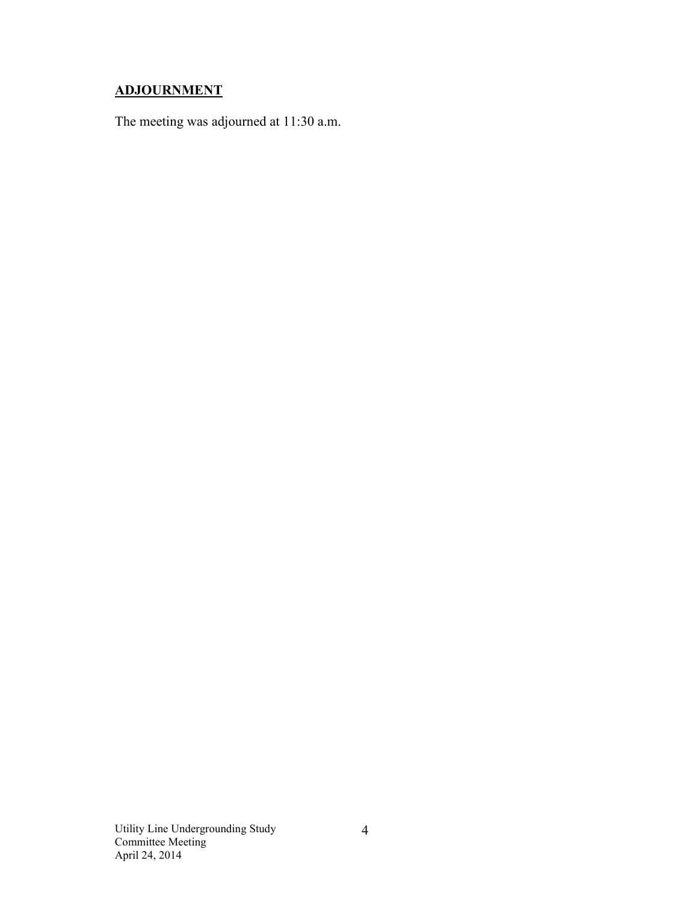## ADJOURNMENT

The meeting was adjourned at 11:30 a.m.